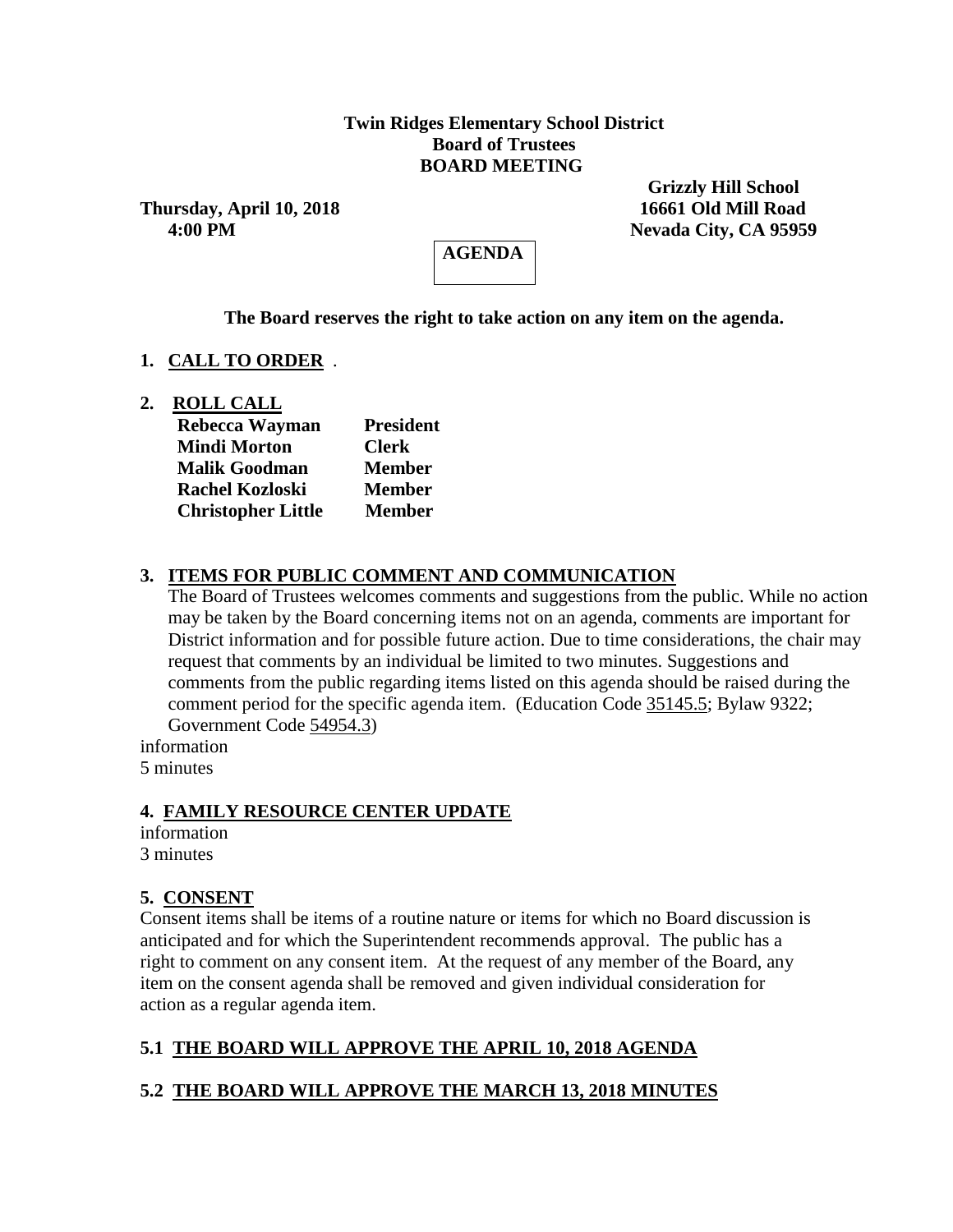**Twin Ridges Elementary School District**
**Board of Trustees**
**BOARD MEETING**

**Thursday, April 10, 2018**
**4:00 PM**

**Grizzly Hill School**
**16661 Old Mill Road**
**Nevada City, CA 95959**

**AGENDA**

**The Board reserves the right to take action on any item on the agenda.**

**1. CALL TO ORDER** .

**2. ROLL CALL**

| | |
|---|---|
| **Rebecca Wayman** | **President** |
| **Mindi Morton** | **Clerk** |
| **Malik Goodman** | **Member** |
| **Rachel Kozloski** | **Member** |
| **Christopher Little** | **Member** |

**3. ITEMS FOR PUBLIC COMMENT AND COMMUNICATION**

The Board of Trustees welcomes comments and suggestions from the public. While no action may be taken by the Board concerning items not on an agenda, comments are important for District information and for possible future action. Due to time considerations, the chair may request that comments by an individual be limited to two minutes. Suggestions and comments from the public regarding items listed on this agenda should be raised during the comment period for the specific agenda item. (Education Code 35145.5; Bylaw 9322; Government Code 54954.3)

information
5 minutes

**4. FAMILY RESOURCE CENTER UPDATE**

information
3 minutes

**5. CONSENT**

Consent items shall be items of a routine nature or items for which no Board discussion is anticipated and for which the Superintendent recommends approval. The public has a right to comment on any consent item. At the request of any member of the Board, any item on the consent agenda shall be removed and given individual consideration for action as a regular agenda item.

**5.1 THE BOARD WILL APPROVE THE APRIL 10, 2018 AGENDA**

**5.2 THE BOARD WILL APPROVE THE MARCH 13, 2018 MINUTES**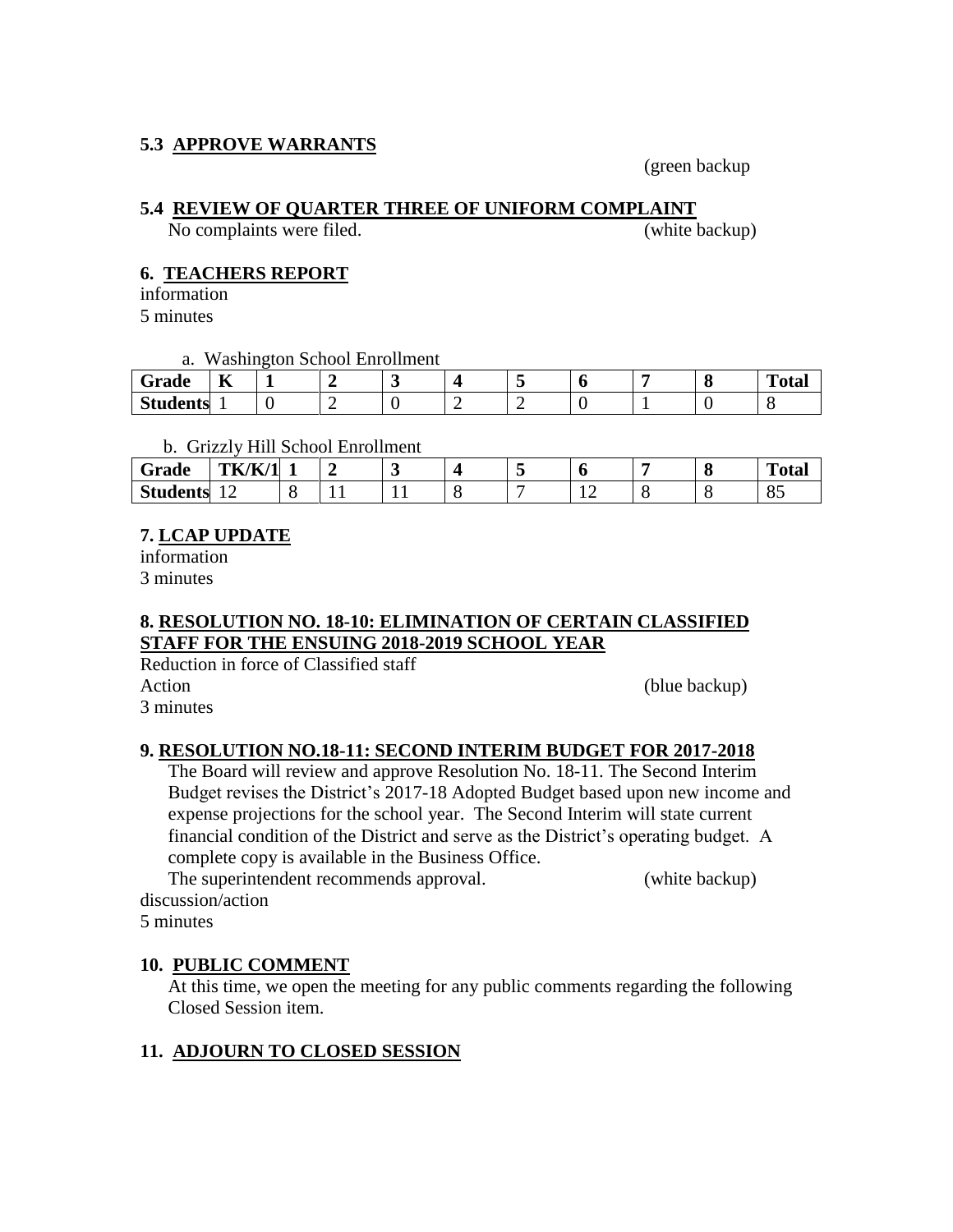### 5.3 APPROVE WARRANTS

(green backup

### 5.4 REVIEW OF QUARTER THREE OF UNIFORM COMPLAINT

No complaints were filed. (white backup)

### 6. TEACHERS REPORT

information
5 minutes

a. Washington School Enrollment

| Grade | K | 1 | 2 | 3 | 4 | 5 | 6 | 7 | 8 | Total |
|---|---|---|---|---|---|---|---|---|---|---|
| Students | 1 | 0 | 2 | 0 | 2 | 2 | 0 | 1 | 0 | 8 |

b. Grizzly Hill School Enrollment

| Grade | TK/K/1 | 1 | 2 | 3 | 4 | 5 | 6 | 7 | 8 | Total |
|---|---|---|---|---|---|---|---|---|---|---|
| Students | 12 | 8 | 11 | 11 | 8 | 7 | 12 | 8 | 8 | 85 |

### 7. LCAP UPDATE

information
3 minutes

### 8. RESOLUTION NO. 18-10: ELIMINATION OF CERTAIN CLASSIFIED STAFF FOR THE ENSUING 2018-2019 SCHOOL YEAR

Reduction in force of Classified staff
Action (blue backup)
3 minutes

### 9. RESOLUTION NO.18-11: SECOND INTERIM BUDGET FOR 2017-2018

The Board will review and approve Resolution No. 18-11. The Second Interim Budget revises the District's 2017-18 Adopted Budget based upon new income and expense projections for the school year. The Second Interim will state current financial condition of the District and serve as the District's operating budget. A complete copy is available in the Business Office.

The superintendent recommends approval. (white backup)

discussion/action
5 minutes

### 10. PUBLIC COMMENT

At this time, we open the meeting for any public comments regarding the following Closed Session item.

### 11. ADJOURN TO CLOSED SESSION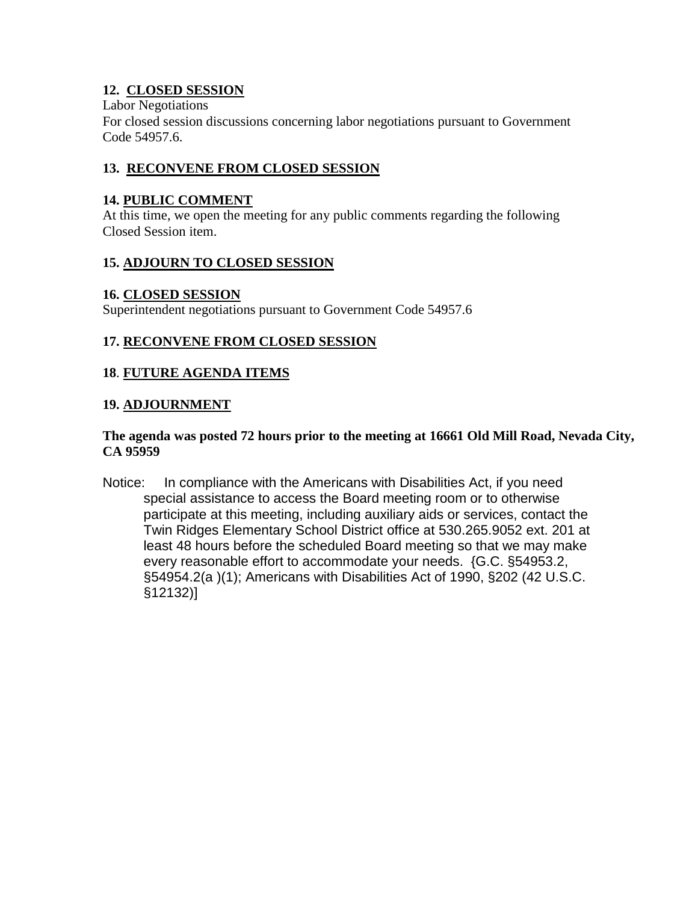**12. CLOSED SESSION**

Labor Negotiations

For closed session discussions concerning labor negotiations pursuant to Government Code 54957.6.

**13. RECONVENE FROM CLOSED SESSION**

**14. PUBLIC COMMENT**

At this time, we open the meeting for any public comments regarding the following Closed Session item.

**15. ADJOURN TO CLOSED SESSION**

**16. CLOSED SESSION**

Superintendent negotiations pursuant to Government Code 54957.6

**17. RECONVENE FROM CLOSED SESSION**

**18. FUTURE AGENDA ITEMS**

**19. ADJOURNMENT**

**The agenda was posted 72 hours prior to the meeting at 16661 Old Mill Road, Nevada City, CA 95959**

Notice: In compliance with the Americans with Disabilities Act, if you need special assistance to access the Board meeting room or to otherwise participate at this meeting, including auxiliary aids or services, contact the Twin Ridges Elementary School District office at 530.265.9052 ext. 201 at least 48 hours before the scheduled Board meeting so that we may make every reasonable effort to accommodate your needs. {G.C. §54953.2, §54954.2(a )(1); Americans with Disabilities Act of 1990, §202 (42 U.S.C. §12132)]